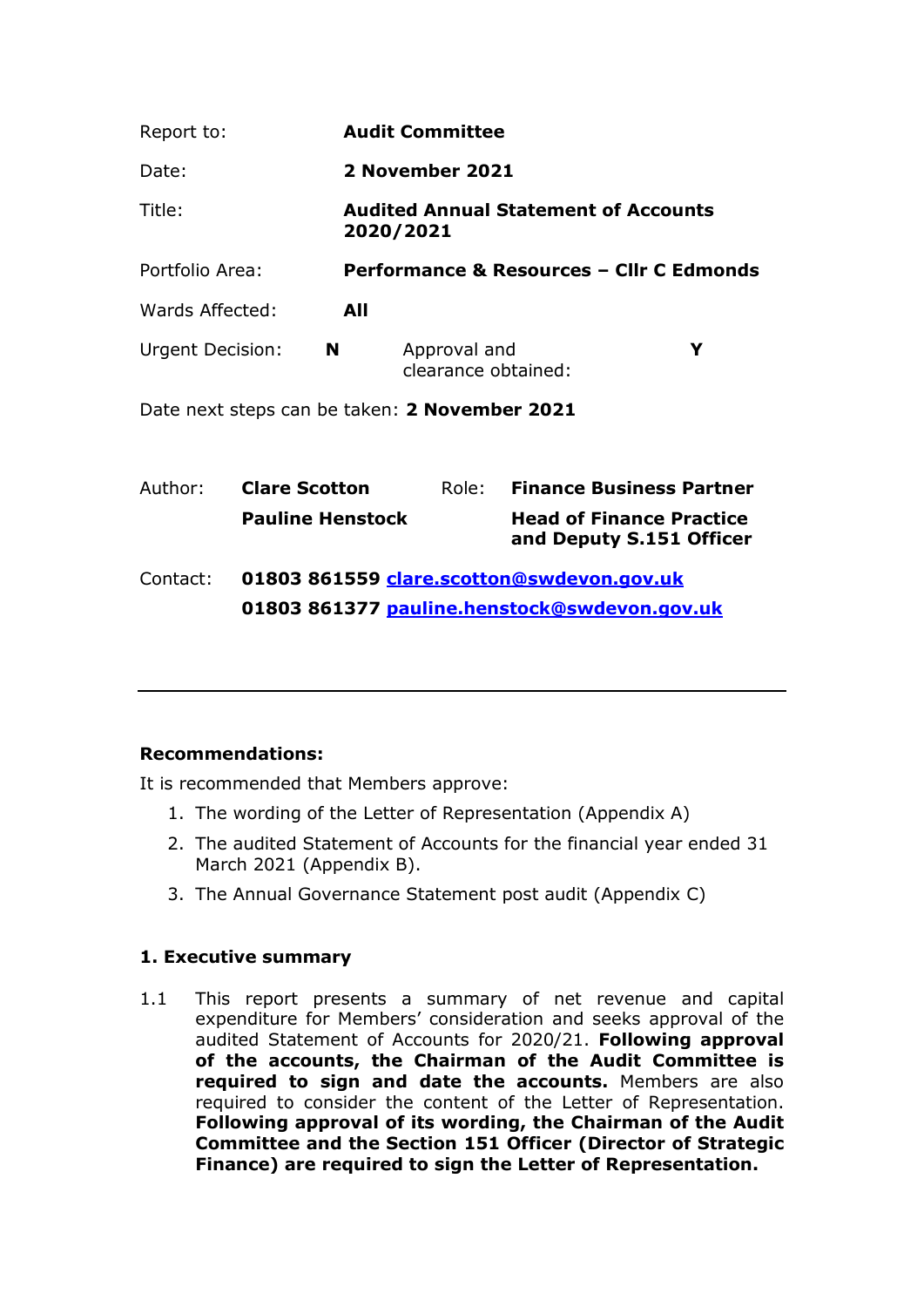| | | | |
|---|---|---|---|
| Report to: | **Audit Committee** | | |
| Date: | **2 November 2021** | | |
| Title: | **Audited Annual Statement of Accounts 2020/2021** | | |
| Portfolio Area: | **Performance & Resources – Cllr C Edmonds** | | |
| Wards Affected: | **All** | | |
| Urgent Decision: | **N** | Approval and clearance obtained: | **Y** |

Date next steps can be taken: **2 November 2021**

| | | | |
|---|---|---|---|
| Author: | **Clare Scotton** | Role: | **Finance Business Partner** |
| | **Pauline Henstock** | | **Head of Finance Practice and Deputy S.151 Officer** |
| Contact: | **01803 861559 clare.scotton@swdevon.gov.uk** | | |
| | **01803 861377 pauline.henstock@swdevon.gov.uk** | | |

---

**Recommendations:**

It is recommended that Members approve:

1. The wording of the Letter of Representation (Appendix A)
2. The audited Statement of Accounts for the financial year ended 31 March 2021 (Appendix B).
3. The Annual Governance Statement post audit (Appendix C)

**1. Executive summary**

1.1 This report presents a summary of net revenue and capital expenditure for Members' consideration and seeks approval of the audited Statement of Accounts for 2020/21. **Following approval of the accounts, the Chairman of the Audit Committee is required to sign and date the accounts.** Members are also required to consider the content of the Letter of Representation. **Following approval of its wording, the Chairman of the Audit Committee and the Section 151 Officer (Director of Strategic Finance) are required to sign the Letter of Representation.**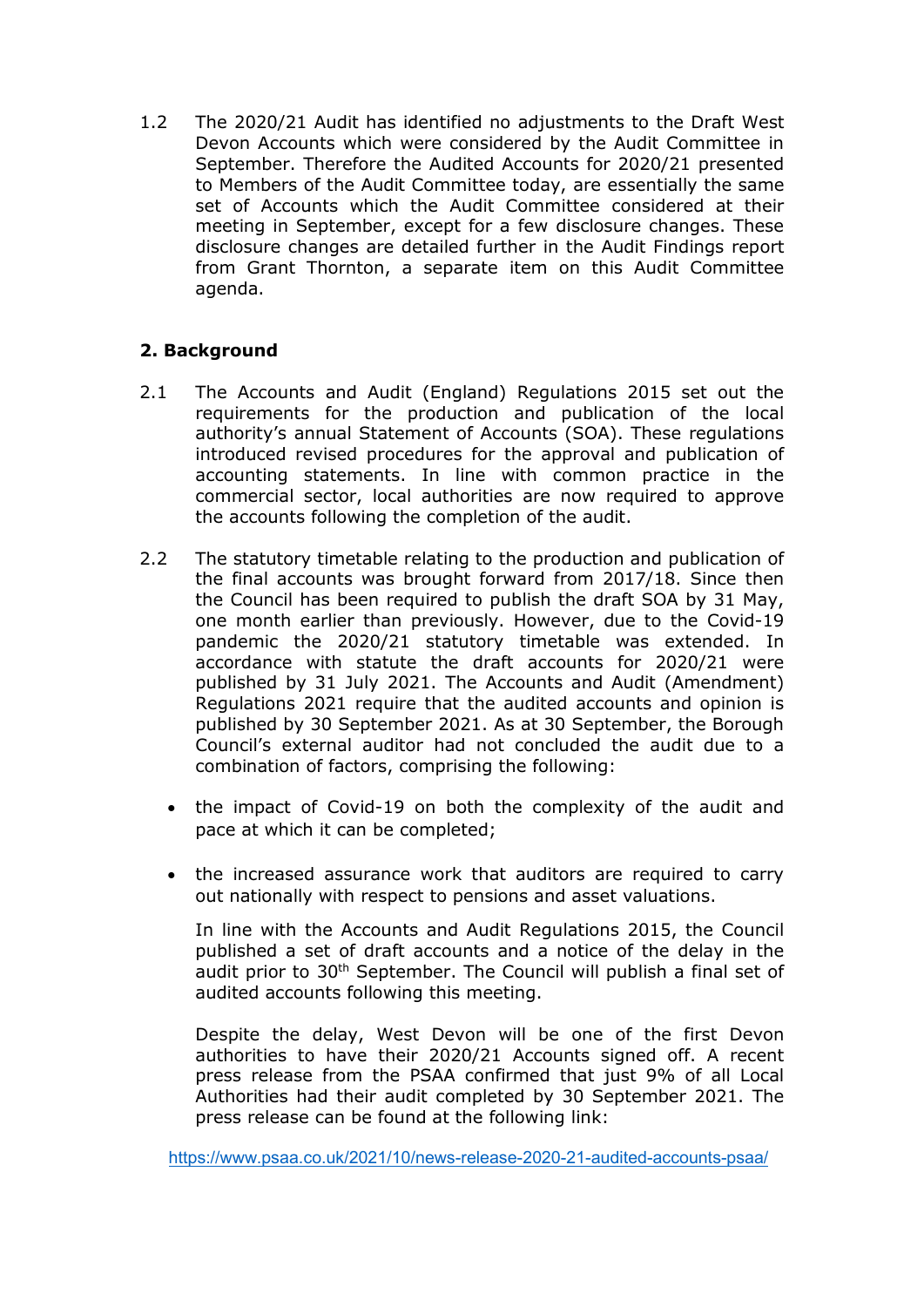1.2 The 2020/21 Audit has identified no adjustments to the Draft West Devon Accounts which were considered by the Audit Committee in September. Therefore the Audited Accounts for 2020/21 presented to Members of the Audit Committee today, are essentially the same set of Accounts which the Audit Committee considered at their meeting in September, except for a few disclosure changes. These disclosure changes are detailed further in the Audit Findings report from Grant Thornton, a separate item on this Audit Committee agenda.

## 2. Background

2.1 The Accounts and Audit (England) Regulations 2015 set out the requirements for the production and publication of the local authority's annual Statement of Accounts (SOA). These regulations introduced revised procedures for the approval and publication of accounting statements. In line with common practice in the commercial sector, local authorities are now required to approve the accounts following the completion of the audit.

2.2 The statutory timetable relating to the production and publication of the final accounts was brought forward from 2017/18. Since then the Council has been required to publish the draft SOA by 31 May, one month earlier than previously. However, due to the Covid-19 pandemic the 2020/21 statutory timetable was extended. In accordance with statute the draft accounts for 2020/21 were published by 31 July 2021. The Accounts and Audit (Amendment) Regulations 2021 require that the audited accounts and opinion is published by 30 September 2021. As at 30 September, the Borough Council's external auditor had not concluded the audit due to a combination of factors, comprising the following:

- the impact of Covid-19 on both the complexity of the audit and pace at which it can be completed;
- the increased assurance work that auditors are required to carry out nationally with respect to pensions and asset valuations.

In line with the Accounts and Audit Regulations 2015, the Council published a set of draft accounts and a notice of the delay in the audit prior to 30th September. The Council will publish a final set of audited accounts following this meeting.

Despite the delay, West Devon will be one of the first Devon authorities to have their 2020/21 Accounts signed off. A recent press release from the PSAA confirmed that just 9% of all Local Authorities had their audit completed by 30 September 2021. The press release can be found at the following link:

https://www.psaa.co.uk/2021/10/news-release-2020-21-audited-accounts-psaa/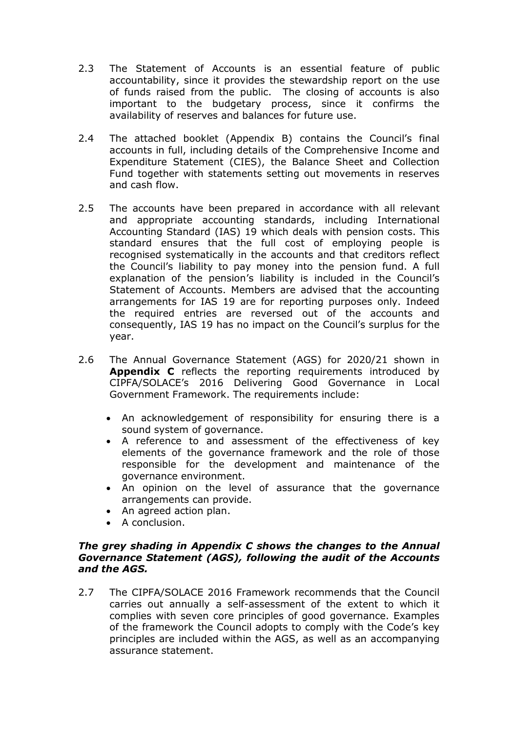2.3 The Statement of Accounts is an essential feature of public accountability, since it provides the stewardship report on the use of funds raised from the public. The closing of accounts is also important to the budgetary process, since it confirms the availability of reserves and balances for future use.

2.4 The attached booklet (Appendix B) contains the Council's final accounts in full, including details of the Comprehensive Income and Expenditure Statement (CIES), the Balance Sheet and Collection Fund together with statements setting out movements in reserves and cash flow.

2.5 The accounts have been prepared in accordance with all relevant and appropriate accounting standards, including International Accounting Standard (IAS) 19 which deals with pension costs. This standard ensures that the full cost of employing people is recognised systematically in the accounts and that creditors reflect the Council's liability to pay money into the pension fund. A full explanation of the pension's liability is included in the Council's Statement of Accounts. Members are advised that the accounting arrangements for IAS 19 are for reporting purposes only. Indeed the required entries are reversed out of the accounts and consequently, IAS 19 has no impact on the Council's surplus for the year.

2.6 The Annual Governance Statement (AGS) for 2020/21 shown in **Appendix C** reflects the reporting requirements introduced by CIPFA/SOLACE's 2016 Delivering Good Governance in Local Government Framework. The requirements include:

- An acknowledgement of responsibility for ensuring there is a sound system of governance.
- A reference to and assessment of the effectiveness of key elements of the governance framework and the role of those responsible for the development and maintenance of the governance environment.
- An opinion on the level of assurance that the governance arrangements can provide.
- An agreed action plan.
- A conclusion.

***The grey shading in Appendix C shows the changes to the Annual Governance Statement (AGS), following the audit of the Accounts and the AGS.***

2.7 The CIPFA/SOLACE 2016 Framework recommends that the Council carries out annually a self-assessment of the extent to which it complies with seven core principles of good governance. Examples of the framework the Council adopts to comply with the Code's key principles are included within the AGS, as well as an accompanying assurance statement.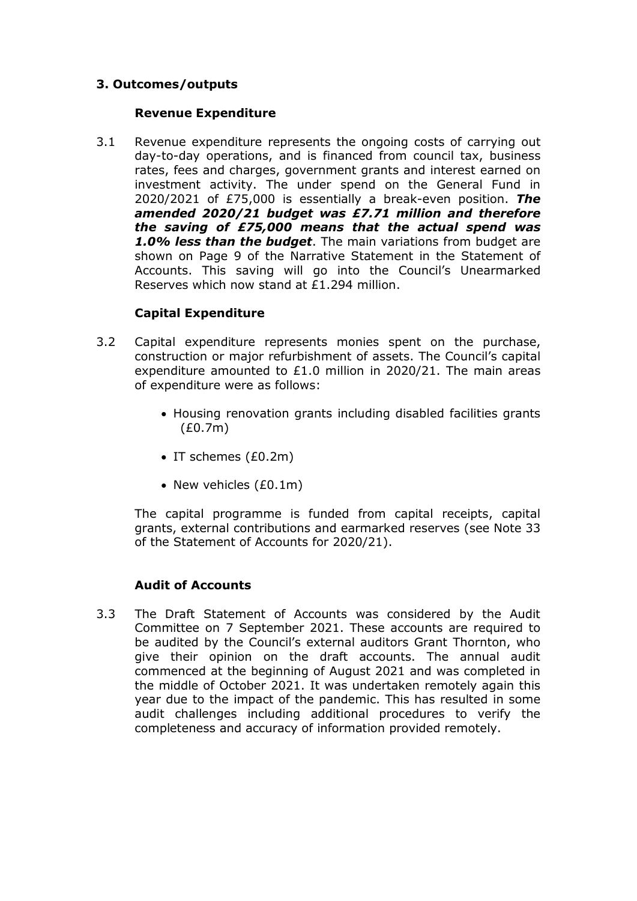## 3. Outcomes/outputs

### Revenue Expenditure

3.1 Revenue expenditure represents the ongoing costs of carrying out day-to-day operations, and is financed from council tax, business rates, fees and charges, government grants and interest earned on investment activity. The under spend on the General Fund in 2020/2021 of £75,000 is essentially a break-even position. ***The amended 2020/21 budget was £7.71 million and therefore the saving of £75,000 means that the actual spend was 1.0% less than the budget***. The main variations from budget are shown on Page 9 of the Narrative Statement in the Statement of Accounts. This saving will go into the Council's Unearmarked Reserves which now stand at £1.294 million.

### Capital Expenditure

3.2 Capital expenditure represents monies spent on the purchase, construction or major refurbishment of assets. The Council's capital expenditure amounted to £1.0 million in 2020/21. The main areas of expenditure were as follows:

- Housing renovation grants including disabled facilities grants (£0.7m)
- IT schemes (£0.2m)
- New vehicles (£0.1m)

The capital programme is funded from capital receipts, capital grants, external contributions and earmarked reserves (see Note 33 of the Statement of Accounts for 2020/21).

### Audit of Accounts

3.3 The Draft Statement of Accounts was considered by the Audit Committee on 7 September 2021. These accounts are required to be audited by the Council's external auditors Grant Thornton, who give their opinion on the draft accounts. The annual audit commenced at the beginning of August 2021 and was completed in the middle of October 2021. It was undertaken remotely again this year due to the impact of the pandemic. This has resulted in some audit challenges including additional procedures to verify the completeness and accuracy of information provided remotely.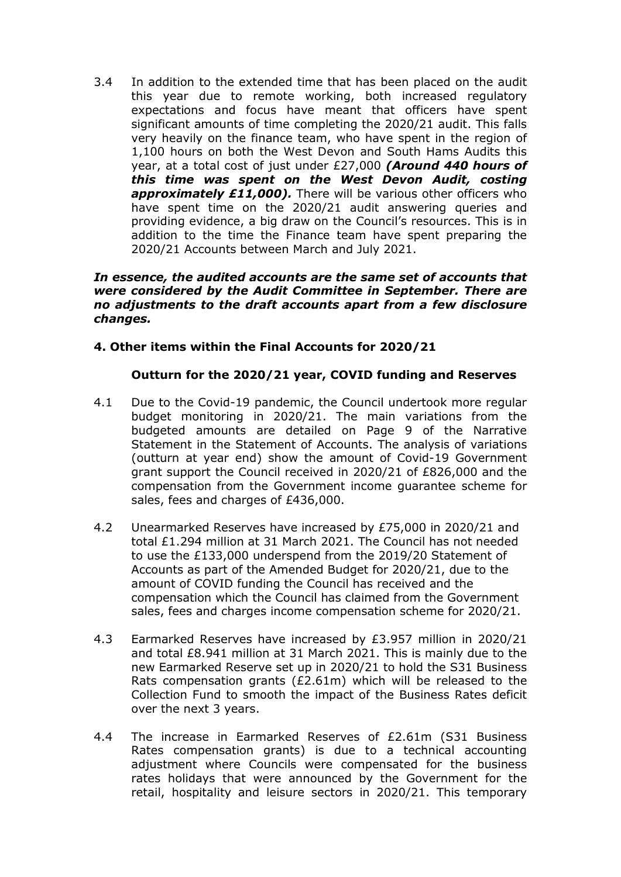3.4 In addition to the extended time that has been placed on the audit this year due to remote working, both increased regulatory expectations and focus have meant that officers have spent significant amounts of time completing the 2020/21 audit. This falls very heavily on the finance team, who have spent in the region of 1,100 hours on both the West Devon and South Hams Audits this year, at a total cost of just under £27,000 ***(Around 440 hours of this time was spent on the West Devon Audit, costing approximately £11,000).*** There will be various other officers who have spent time on the 2020/21 audit answering queries and providing evidence, a big draw on the Council's resources. This is in addition to the time the Finance team have spent preparing the 2020/21 Accounts between March and July 2021.

***In essence, the audited accounts are the same set of accounts that were considered by the Audit Committee in September. There are no adjustments to the draft accounts apart from a few disclosure changes.***

## 4. Other items within the Final Accounts for 2020/21

### Outturn for the 2020/21 year, COVID funding and Reserves

4.1 Due to the Covid-19 pandemic, the Council undertook more regular budget monitoring in 2020/21. The main variations from the budgeted amounts are detailed on Page 9 of the Narrative Statement in the Statement of Accounts. The analysis of variations (outturn at year end) show the amount of Covid-19 Government grant support the Council received in 2020/21 of £826,000 and the compensation from the Government income guarantee scheme for sales, fees and charges of £436,000.

4.2 Unearmarked Reserves have increased by £75,000 in 2020/21 and total £1.294 million at 31 March 2021. The Council has not needed to use the £133,000 underspend from the 2019/20 Statement of Accounts as part of the Amended Budget for 2020/21, due to the amount of COVID funding the Council has received and the compensation which the Council has claimed from the Government sales, fees and charges income compensation scheme for 2020/21.

4.3 Earmarked Reserves have increased by £3.957 million in 2020/21 and total £8.941 million at 31 March 2021. This is mainly due to the new Earmarked Reserve set up in 2020/21 to hold the S31 Business Rats compensation grants (£2.61m) which will be released to the Collection Fund to smooth the impact of the Business Rates deficit over the next 3 years.

4.4 The increase in Earmarked Reserves of £2.61m (S31 Business Rates compensation grants) is due to a technical accounting adjustment where Councils were compensated for the business rates holidays that were announced by the Government for the retail, hospitality and leisure sectors in 2020/21. This temporary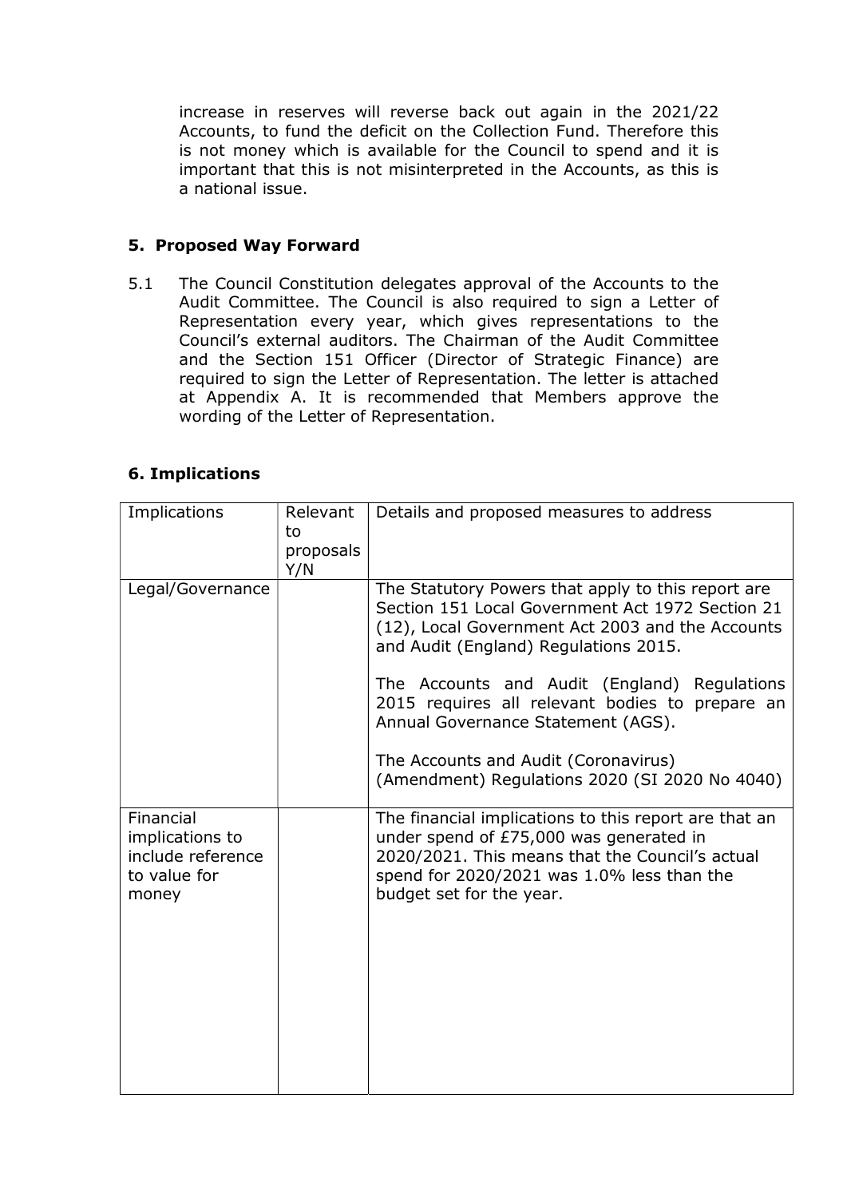increase in reserves will reverse back out again in the 2021/22 Accounts, to fund the deficit on the Collection Fund. Therefore this is not money which is available for the Council to spend and it is important that this is not misinterpreted in the Accounts, as this is a national issue.

## 5. Proposed Way Forward

5.1 The Council Constitution delegates approval of the Accounts to the Audit Committee. The Council is also required to sign a Letter of Representation every year, which gives representations to the Council's external auditors. The Chairman of the Audit Committee and the Section 151 Officer (Director of Strategic Finance) are required to sign the Letter of Representation. The letter is attached at Appendix A. It is recommended that Members approve the wording of the Letter of Representation.

## 6. Implications

| Implications | Relevant to proposals Y/N | Details and proposed measures to address |
|---|---|---|
| Legal/Governance | | The Statutory Powers that apply to this report are Section 151 Local Government Act 1972 Section 21 (12), Local Government Act 2003 and the Accounts and Audit (England) Regulations 2015.<br><br>The Accounts and Audit (England) Regulations 2015 requires all relevant bodies to prepare an Annual Governance Statement (AGS).<br><br>The Accounts and Audit (Coronavirus) (Amendment) Regulations 2020 (SI 2020 No 4040) |
| Financial implications to include reference to value for money | | The financial implications to this report are that an under spend of £75,000 was generated in 2020/2021. This means that the Council's actual spend for 2020/2021 was 1.0% less than the budget set for the year. |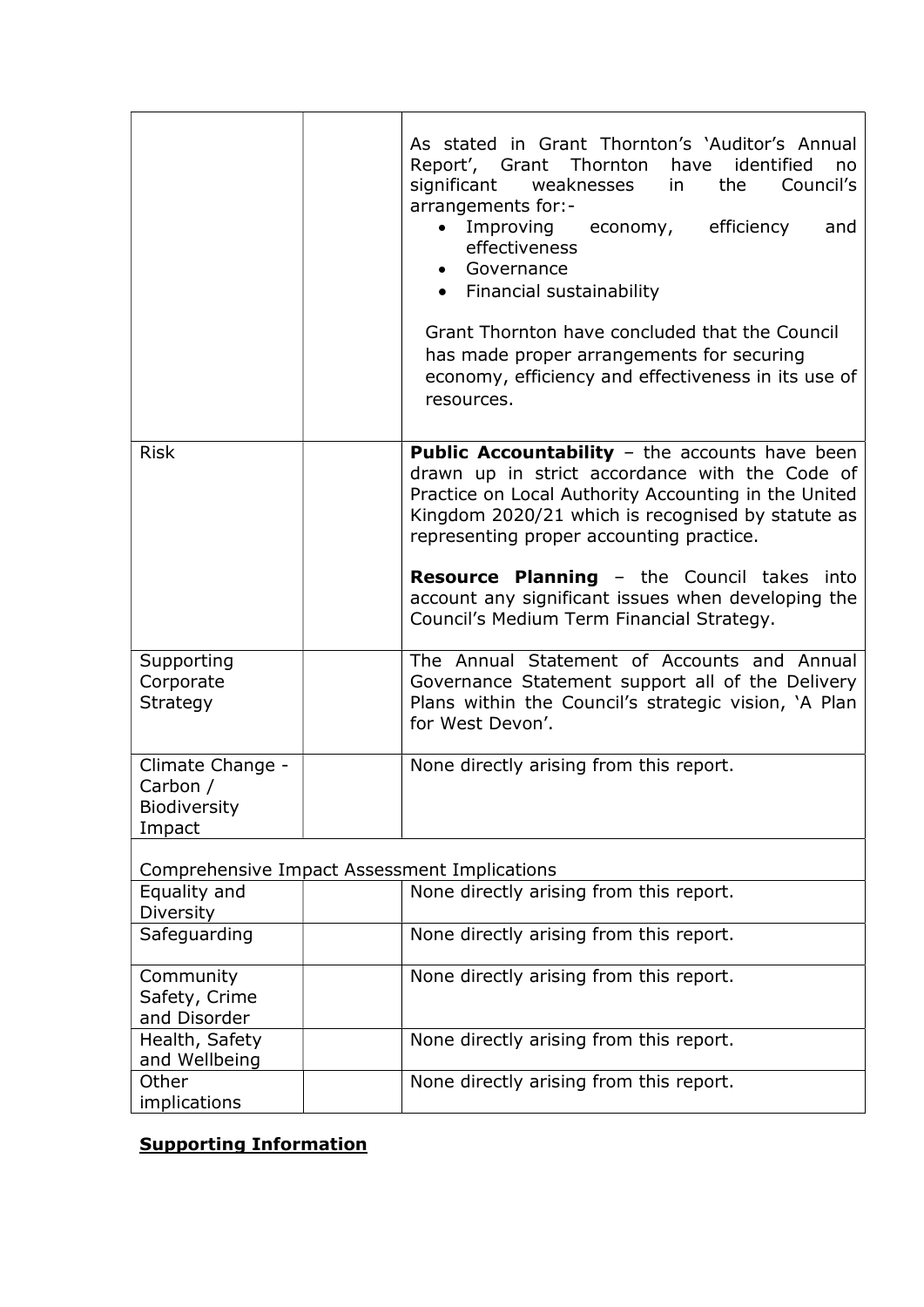| | | |
|---|---|---|
| | | As stated in Grant Thornton's 'Auditor's Annual Report', Grant Thornton have identified no significant weaknesses in the Council's arrangements for:-<br>• Improving economy, efficiency and effectiveness<br>• Governance<br>• Financial sustainability<br><br>Grant Thornton have concluded that the Council has made proper arrangements for securing economy, efficiency and effectiveness in its use of resources. |
| Risk | | **Public Accountability** – the accounts have been drawn up in strict accordance with the Code of Practice on Local Authority Accounting in the United Kingdom 2020/21 which is recognised by statute as representing proper accounting practice.<br><br>**Resource Planning** – the Council takes into account any significant issues when developing the Council's Medium Term Financial Strategy. |
| Supporting Corporate Strategy | | The Annual Statement of Accounts and Annual Governance Statement support all of the Delivery Plans within the Council's strategic vision, 'A Plan for West Devon'. |
| Climate Change - Carbon / Biodiversity Impact | | None directly arising from this report. |
| Comprehensive Impact Assessment Implications | | |
| Equality and Diversity | | None directly arising from this report. |
| Safeguarding | | None directly arising from this report. |
| Community Safety, Crime and Disorder | | None directly arising from this report. |
| Health, Safety and Wellbeing | | None directly arising from this report. |
| Other implications | | None directly arising from this report. |

## **Supporting Information**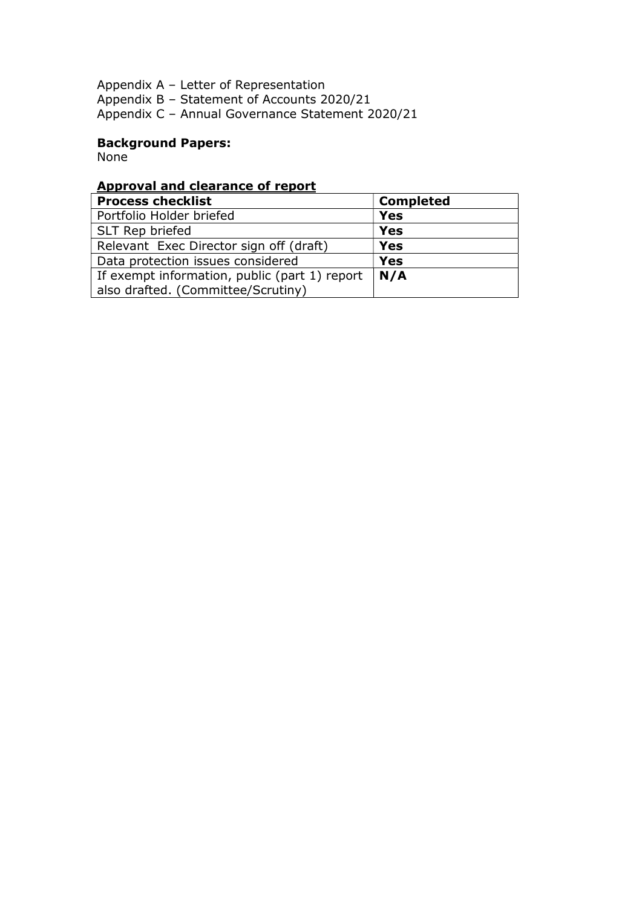Appendix A – Letter of Representation
Appendix B – Statement of Accounts 2020/21
Appendix C – Annual Governance Statement 2020/21

**Background Papers:**
None

**Approval and clearance of report**

| **Process checklist** | **Completed** |
|---|---|
| Portfolio Holder briefed | **Yes** |
| SLT Rep briefed | **Yes** |
| Relevant Exec Director sign off (draft) | **Yes** |
| Data protection issues considered | **Yes** |
| If exempt information, public (part 1) report also drafted. (Committee/Scrutiny) | **N/A** |